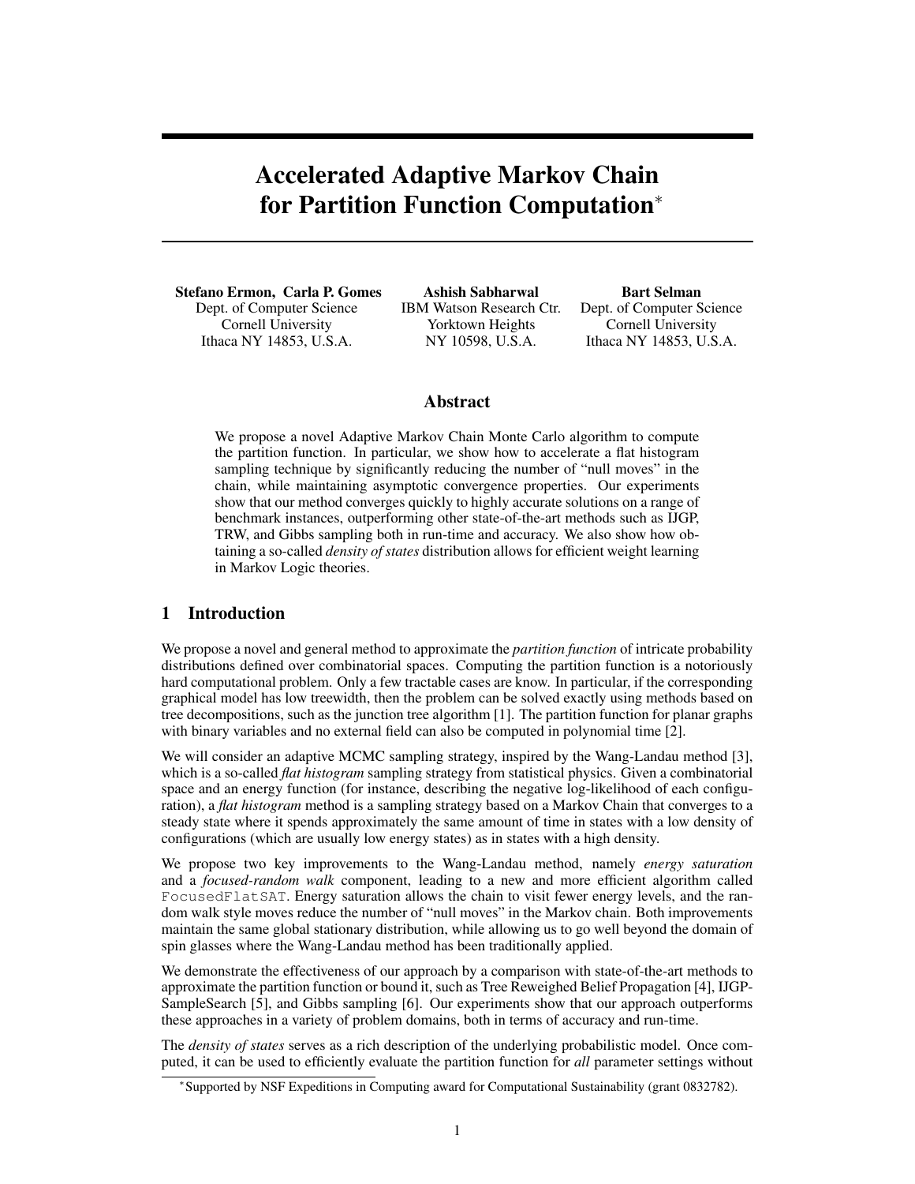# Accelerated Adaptive Markov Chain for Partition Function Computation*

**Stefano Ermon, Carla P. Gomes**
Dept. of Computer Science
Cornell University
Ithaca NY 14853, U.S.A.

**Ashish Sabharwal**
IBM Watson Research Ctr.
Yorktown Heights
NY 10598, U.S.A.

**Bart Selman**
Dept. of Computer Science
Cornell University
Ithaca NY 14853, U.S.A.

## Abstract

We propose a novel Adaptive Markov Chain Monte Carlo algorithm to compute the partition function. In particular, we show how to accelerate a flat histogram sampling technique by significantly reducing the number of "null moves" in the chain, while maintaining asymptotic convergence properties. Our experiments show that our method converges quickly to highly accurate solutions on a range of benchmark instances, outperforming other state-of-the-art methods such as IJGP, TRW, and Gibbs sampling both in run-time and accuracy. We also show how obtaining a so-called *density of states* distribution allows for efficient weight learning in Markov Logic theories.

## 1 Introduction

We propose a novel and general method to approximate the *partition function* of intricate probability distributions defined over combinatorial spaces. Computing the partition function is a notoriously hard computational problem. Only a few tractable cases are know. In particular, if the corresponding graphical model has low treewidth, then the problem can be solved exactly using methods based on tree decompositions, such as the junction tree algorithm [1]. The partition function for planar graphs with binary variables and no external field can also be computed in polynomial time [2].

We will consider an adaptive MCMC sampling strategy, inspired by the Wang-Landau method [3], which is a so-called *flat histogram* sampling strategy from statistical physics. Given a combinatorial space and an energy function (for instance, describing the negative log-likelihood of each configuration), a *flat histogram* method is a sampling strategy based on a Markov Chain that converges to a steady state where it spends approximately the same amount of time in states with a low density of configurations (which are usually low energy states) as in states with a high density.

We propose two key improvements to the Wang-Landau method, namely *energy saturation* and a *focused-random walk* component, leading to a new and more efficient algorithm called `FocusedFlatSAT`. Energy saturation allows the chain to visit fewer energy levels, and the random walk style moves reduce the number of "null moves" in the Markov chain. Both improvements maintain the same global stationary distribution, while allowing us to go well beyond the domain of spin glasses where the Wang-Landau method has been traditionally applied.

We demonstrate the effectiveness of our approach by a comparison with state-of-the-art methods to approximate the partition function or bound it, such as Tree Reweighed Belief Propagation [4], IJGP-SampleSearch [5], and Gibbs sampling [6]. Our experiments show that our approach outperforms these approaches in a variety of problem domains, both in terms of accuracy and run-time.

The *density of states* serves as a rich description of the underlying probabilistic model. Once computed, it can be used to efficiently evaluate the partition function for *all* parameter settings without

*Supported by NSF Expeditions in Computing award for Computational Sustainability (grant 0832782).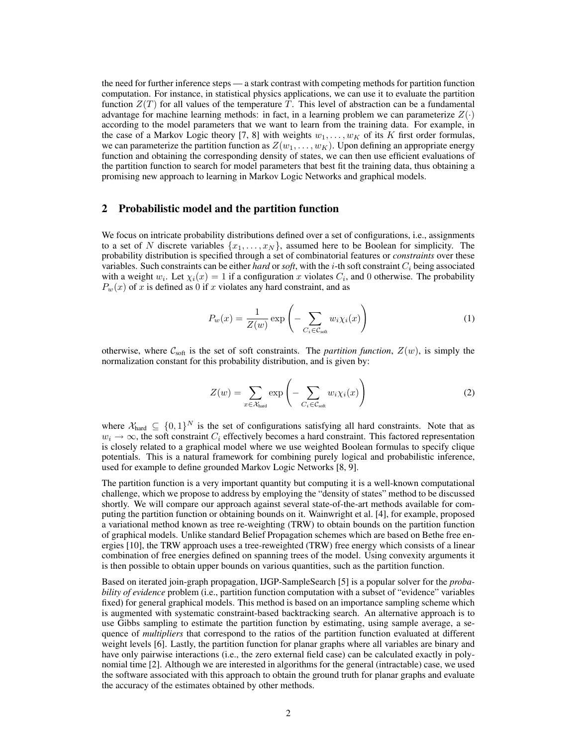the need for further inference steps — a stark contrast with competing methods for partition function computation. For instance, in statistical physics applications, we can use it to evaluate the partition function $Z(T)$ for all values of the temperature $T$. This level of abstraction can be a fundamental advantage for machine learning methods: in fact, in a learning problem we can parameterize $Z(\cdot)$ according to the model parameters that we want to learn from the training data. For example, in the case of a Markov Logic theory [7, 8] with weights $w_1, \ldots, w_K$ of its $K$ first order formulas, we can parameterize the partition function as $Z(w_1, \ldots, w_K)$. Upon defining an appropriate energy function and obtaining the corresponding density of states, we can then use efficient evaluations of the partition function to search for model parameters that best fit the training data, thus obtaining a promising new approach to learning in Markov Logic Networks and graphical models.

## 2 Probabilistic model and the partition function

We focus on intricate probability distributions defined over a set of configurations, i.e., assignments to a set of $N$ discrete variables $\{x_1, \ldots, x_N\}$, assumed here to be Boolean for simplicity. The probability distribution is specified through a set of combinatorial features or *constraints* over these variables. Such constraints can be either *hard* or *soft*, with the $i$-th soft constraint $C_i$ being associated with a weight $w_i$. Let $\chi_i(x) = 1$ if a configuration $x$ violates $C_i$, and 0 otherwise. The probability $P_w(x)$ of $x$ is defined as 0 if $x$ violates any hard constraint, and as

$$P_w(x) = \frac{1}{Z(w)} \exp\left( - \sum_{C_i \in \mathcal{C}_{\text{soft}}} w_i \chi_i(x) \right) \tag{1}$$

otherwise, where $\mathcal{C}_{\text{soft}}$ is the set of soft constraints. The *partition function*, $Z(w)$, is simply the normalization constant for this probability distribution, and is given by:

$$Z(w) = \sum_{x \in \mathcal{X}_{\text{hard}}} \exp\left( - \sum_{C_i \in \mathcal{C}_{\text{soft}}} w_i \chi_i(x) \right) \tag{2}$$

where $\mathcal{X}_{\text{hard}} \subseteq \{0,1\}^N$ is the set of configurations satisfying all hard constraints. Note that as $w_i \to \infty$, the soft constraint $C_i$ effectively becomes a hard constraint. This factored representation is closely related to a graphical model where we use weighted Boolean formulas to specify clique potentials. This is a natural framework for combining purely logical and probabilistic inference, used for example to define grounded Markov Logic Networks [8, 9].

The partition function is a very important quantity but computing it is a well-known computational challenge, which we propose to address by employing the "density of states" method to be discussed shortly. We will compare our approach against several state-of-the-art methods available for computing the partition function or obtaining bounds on it. Wainwright et al. [4], for example, proposed a variational method known as tree re-weighting (TRW) to obtain bounds on the partition function of graphical models. Unlike standard Belief Propagation schemes which are based on Bethe free energies [10], the TRW approach uses a tree-reweighted (TRW) free energy which consists of a linear combination of free energies defined on spanning trees of the model. Using convexity arguments it is then possible to obtain upper bounds on various quantities, such as the partition function.

Based on iterated join-graph propagation, IJGP-SampleSearch [5] is a popular solver for the *probability of evidence* problem (i.e., partition function computation with a subset of "evidence" variables fixed) for general graphical models. This method is based on an importance sampling scheme which is augmented with systematic constraint-based backtracking search. An alternative approach is to use Gibbs sampling to estimate the partition function by estimating, using sample average, a sequence of *multipliers* that correspond to the ratios of the partition function evaluated at different weight levels [6]. Lastly, the partition function for planar graphs where all variables are binary and have only pairwise interactions (i.e., the zero external field case) can be calculated exactly in polynomial time [2]. Although we are interested in algorithms for the general (intractable) case, we used the software associated with this approach to obtain the ground truth for planar graphs and evaluate the accuracy of the estimates obtained by other methods.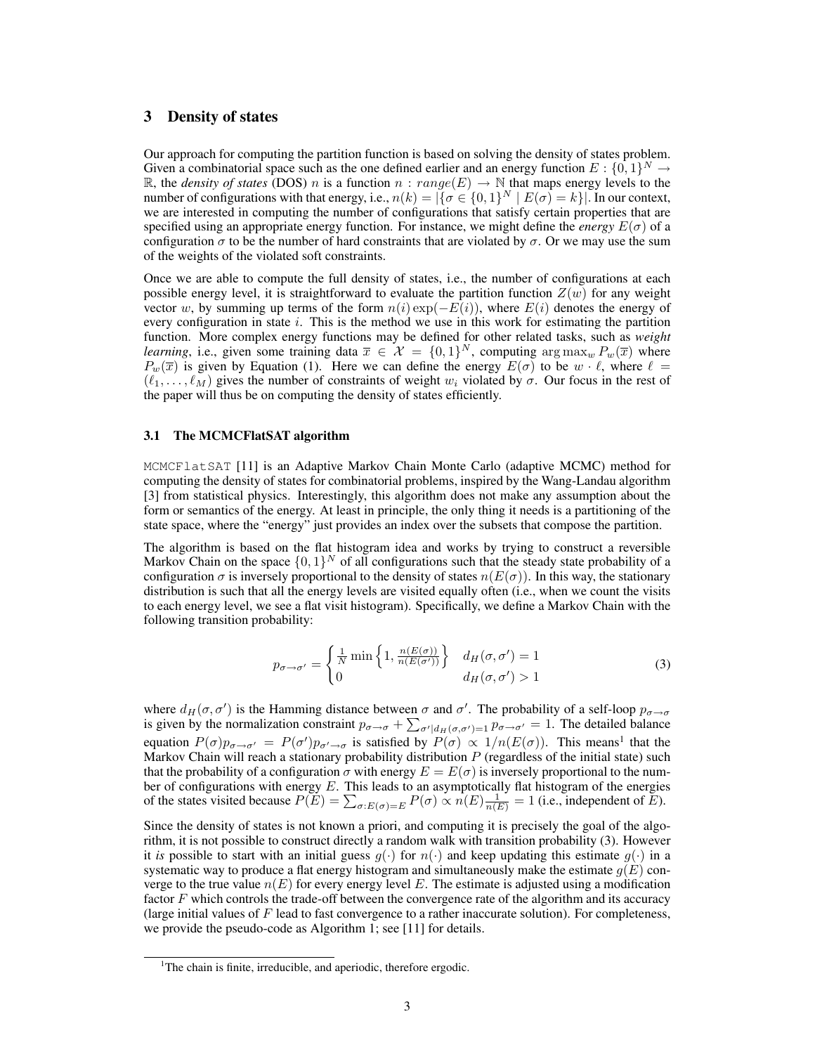## 3 Density of states

Our approach for computing the partition function is based on solving the density of states problem. Given a combinatorial space such as the one defined earlier and an energy function $E : \{0,1\}^N \to \mathbb{R}$, the *density of states* (DOS) $n$ is a function $n : range(E) \to \mathbb{N}$ that maps energy levels to the number of configurations with that energy, i.e., $n(k) = |\{\sigma \in \{0,1\}^N \mid E(\sigma) = k\}|$. In our context, we are interested in computing the number of configurations that satisfy certain properties that are specified using an appropriate energy function. For instance, we might define the *energy* $E(\sigma)$ of a configuration $\sigma$ to be the number of hard constraints that are violated by $\sigma$. Or we may use the sum of the weights of the violated soft constraints.

Once we are able to compute the full density of states, i.e., the number of configurations at each possible energy level, it is straightforward to evaluate the partition function $Z(w)$ for any weight vector $w$, by summing up terms of the form $n(i)\exp(-E(i))$, where $E(i)$ denotes the energy of every configuration in state $i$. This is the method we use in this work for estimating the partition function. More complex energy functions may be defined for other related tasks, such as *weight learning*, i.e., given some training data $\overline{x} \in \mathcal{X} = \{0,1\}^N$, computing $\arg\max_w P_w(\overline{x})$ where $P_w(\overline{x})$ is given by Equation (1). Here we can define the energy $E(\sigma)$ to be $w \cdot \ell$, where $\ell = (\ell_1, \ldots, \ell_M)$ gives the number of constraints of weight $w_i$ violated by $\sigma$. Our focus in the rest of the paper will thus be on computing the density of states efficiently.

### 3.1 The MCMCFlatSAT algorithm

`MCMCFlatSAT` [11] is an Adaptive Markov Chain Monte Carlo (adaptive MCMC) method for computing the density of states for combinatorial problems, inspired by the Wang-Landau algorithm [3] from statistical physics. Interestingly, this algorithm does not make any assumption about the form or semantics of the energy. At least in principle, the only thing it needs is a partitioning of the state space, where the "energy" just provides an index over the subsets that compose the partition.

The algorithm is based on the flat histogram idea and works by trying to construct a reversible Markov Chain on the space $\{0,1\}^N$ of all configurations such that the steady state probability of a configuration $\sigma$ is inversely proportional to the density of states $n(E(\sigma))$. In this way, the stationary distribution is such that all the energy levels are visited equally often (i.e., when we count the visits to each energy level, we see a flat visit histogram). Specifically, we define a Markov Chain with the following transition probability:

$$p_{\sigma \to \sigma'} = \begin{cases} \frac{1}{N} \min\left\{1, \frac{n(E(\sigma))}{n(E(\sigma'))}\right\} & d_H(\sigma, \sigma') = 1 \\ 0 & d_H(\sigma, \sigma') > 1 \end{cases} \tag{3}$$

where $d_H(\sigma, \sigma')$ is the Hamming distance between $\sigma$ and $\sigma'$. The probability of a self-loop $p_{\sigma \to \sigma}$ is given by the normalization constraint $p_{\sigma \to \sigma} + \sum_{\sigma' | d_H(\sigma,\sigma')=1} p_{\sigma \to \sigma'} = 1$. The detailed balance equation $P(\sigma)p_{\sigma \to \sigma'} = P(\sigma')p_{\sigma' \to \sigma}$ is satisfied by $P(\sigma) \propto 1/n(E(\sigma))$. This means[1] that the Markov Chain will reach a stationary probability distribution $P$ (regardless of the initial state) such that the probability of a configuration $\sigma$ with energy $E = E(\sigma)$ is inversely proportional to the number of configurations with energy $E$. This leads to an asymptotically flat histogram of the energies of the states visited because $P(E) = \sum_{\sigma : E(\sigma)=E} P(\sigma) \propto n(E)\frac{1}{n(E)} = 1$ (i.e., independent of $E$).

Since the density of states is not known a priori, and computing it is precisely the goal of the algorithm, it is not possible to construct directly a random walk with transition probability (3). However it *is* possible to start with an initial guess $g(\cdot)$ for $n(\cdot)$ and keep updating this estimate $g(\cdot)$ in a systematic way to produce a flat energy histogram and simultaneously make the estimate $g(E)$ converge to the true value $n(E)$ for every energy level $E$. The estimate is adjusted using a modification factor $F$ which controls the trade-off between the convergence rate of the algorithm and its accuracy (large initial values of $F$ lead to fast convergence to a rather inaccurate solution). For completeness, we provide the pseudo-code as Algorithm 1; see [11] for details.

[1] The chain is finite, irreducible, and aperiodic, therefore ergodic.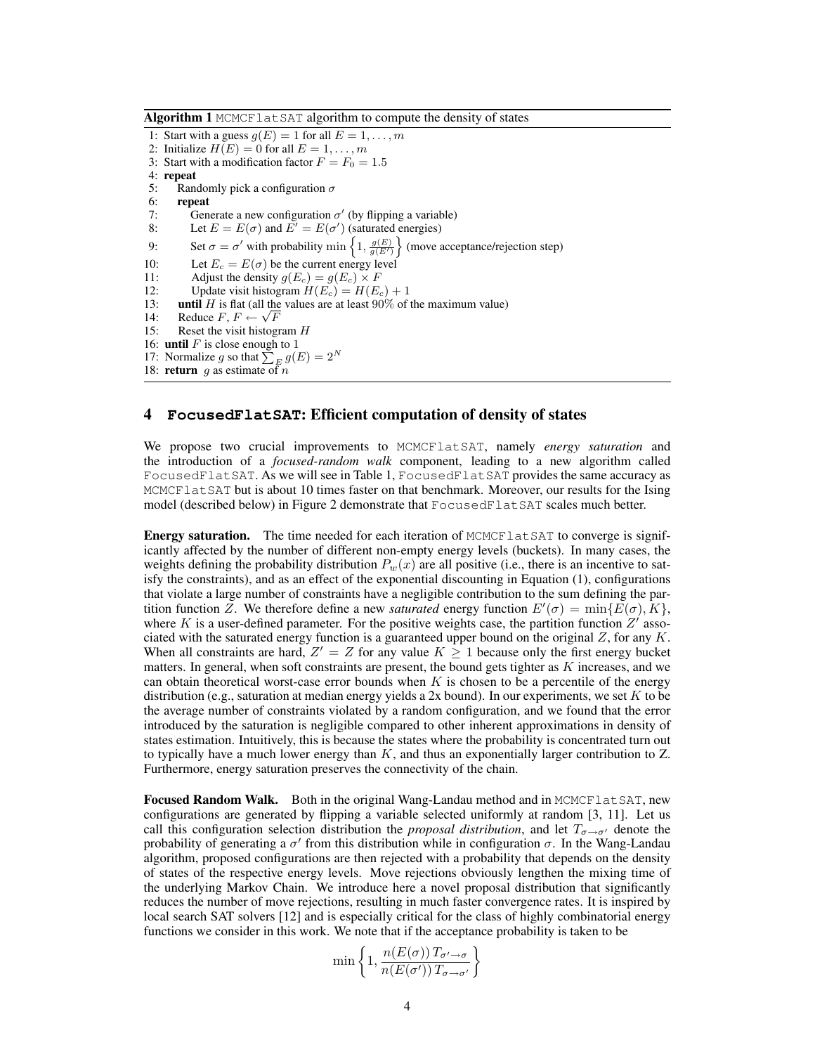**Algorithm 1** `MCMCFlatSAT` algorithm to compute the density of states

```
1: Start with a guess g(E) = 1 for all E = 1, ..., m
2: Initialize H(E) = 0 for all E = 1, ..., m
3: Start with a modification factor F = F_0 = 1.5
4: repeat
5:     Randomly pick a configuration σ
6:     repeat
7:         Generate a new configuration σ' (by flipping a variable)
8:         Let E = E(σ) and E' = E(σ') (saturated energies)
9:         Set σ = σ' with probability min{1, g(E)/g(E')} (move acceptance/rejection step)
10:        Let E_c = E(σ) be the current energy level
11:        Adjust the density g(E_c) = g(E_c) × F
12:        Update visit histogram H(E_c) = H(E_c) + 1
13:    until H is flat (all the values are at least 90% of the maximum value)
14:    Reduce F, F ← √F
15:    Reset the visit histogram H
16: until F is close enough to 1
17: Normalize g so that Σ_E g(E) = 2^N
18: return g as estimate of n
```

## 4 `FocusedFlatSAT`: Efficient computation of density of states

We propose two crucial improvements to `MCMCFlatSAT`, namely *energy saturation* and the introduction of a *focused-random walk* component, leading to a new algorithm called `FocusedFlatSAT`. As we will see in Table 1, `FocusedFlatSAT` provides the same accuracy as `MCMCFlatSAT` but is about 10 times faster on that benchmark. Moreover, our results for the Ising model (described below) in Figure 2 demonstrate that `FocusedFlatSAT` scales much better.

**Energy saturation.** The time needed for each iteration of `MCMCFlatSAT` to converge is significantly affected by the number of different non-empty energy levels (buckets). In many cases, the weights defining the probability distribution $P_w(x)$ are all positive (i.e., there is an incentive to satisfy the constraints), and as an effect of the exponential discounting in Equation (1), configurations that violate a large number of constraints have a negligible contribution to the sum defining the partition function $Z$. We therefore define a new *saturated* energy function $E'(\sigma) = \min\{E(\sigma), K\}$, where $K$ is a user-defined parameter. For the positive weights case, the partition function $Z'$ associated with the saturated energy function is a guaranteed upper bound on the original $Z$, for any $K$. When all constraints are hard, $Z' = Z$ for any value $K \geq 1$ because only the first energy bucket matters. In general, when soft constraints are present, the bound gets tighter as $K$ increases, and we can obtain theoretical worst-case error bounds when $K$ is chosen to be a percentile of the energy distribution (e.g., saturation at median energy yields a 2x bound). In our experiments, we set $K$ to be the average number of constraints violated by a random configuration, and we found that the error introduced by the saturation is negligible compared to other inherent approximations in density of states estimation. Intuitively, this is because the states where the probability is concentrated turn out to typically have a much lower energy than $K$, and thus an exponentially larger contribution to Z. Furthermore, energy saturation preserves the connectivity of the chain.

**Focused Random Walk.** Both in the original Wang-Landau method and in `MCMCFlatSAT`, new configurations are generated by flipping a variable selected uniformly at random [3, 11]. Let us call this configuration selection distribution the *proposal distribution*, and let $T_{\sigma\to\sigma'}$ denote the probability of generating a $\sigma'$ from this distribution while in configuration $\sigma$. In the Wang-Landau algorithm, proposed configurations are then rejected with a probability that depends on the density of states of the respective energy levels. Move rejections obviously lengthen the mixing time of the underlying Markov Chain. We introduce here a novel proposal distribution that significantly reduces the number of move rejections, resulting in much faster convergence rates. It is inspired by local search SAT solvers [12] and is especially critical for the class of highly combinatorial energy functions we consider in this work. We note that if the acceptance probability is taken to be

$$\min\left\{1, \frac{n(E(\sigma))\, T_{\sigma'\to\sigma}}{n(E(\sigma'))\, T_{\sigma\to\sigma'}}\right\}$$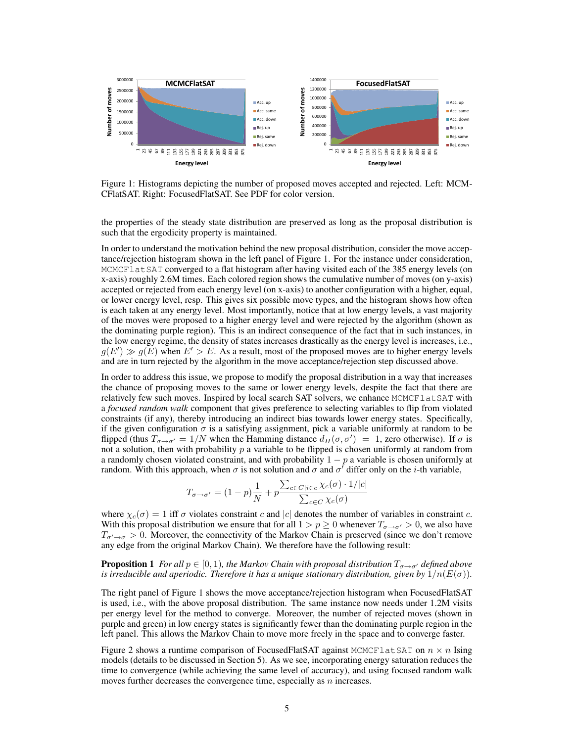Figure 1: Histograms depicting the number of proposed moves accepted and rejected. Left: MCMCFlatSAT. Right: FocusedFlatSAT. See PDF for color version.

the properties of the steady state distribution are preserved as long as the proposal distribution is such that the ergodicity property is maintained.

In order to understand the motivation behind the new proposal distribution, consider the move acceptance/rejection histogram shown in the left panel of Figure 1. For the instance under consideration, `MCMCFlatSAT` converged to a flat histogram after having visited each of the 385 energy levels (on x-axis) roughly 2.6M times. Each colored region shows the cumulative number of moves (on y-axis) accepted or rejected from each energy level (on x-axis) to another configuration with a higher, equal, or lower energy level, resp. This gives six possible move types, and the histogram shows how often is each taken at any energy level. Most importantly, notice that at low energy levels, a vast majority of the moves were proposed to a higher energy level and were rejected by the algorithm (shown as the dominating purple region). This is an indirect consequence of the fact that in such instances, in the low energy regime, the density of states increases drastically as the energy level is increases, i.e., $g(E') \gg g(E)$ when $E' > E$. As a result, most of the proposed moves are to higher energy levels and are in turn rejected by the algorithm in the move acceptance/rejection step discussed above.

In order to address this issue, we propose to modify the proposal distribution in a way that increases the chance of proposing moves to the same or lower energy levels, despite the fact that there are relatively few such moves. Inspired by local search SAT solvers, we enhance `MCMCFlatSAT` with a *focused random walk* component that gives preference to selecting variables to flip from violated constraints (if any), thereby introducing an indirect bias towards lower energy states. Specifically, if the given configuration $\sigma$ is a satisfying assignment, pick a variable uniformly at random to be flipped (thus $T_{\sigma \to \sigma'} = 1/N$ when the Hamming distance $d_H(\sigma, \sigma') = 1$, zero otherwise). If $\sigma$ is not a solution, then with probability $p$ a variable to be flipped is chosen uniformly at random from a randomly chosen violated constraint, and with probability $1 - p$ a variable is chosen uniformly at random. With this approach, when $\sigma$ is not solution and $\sigma$ and $\sigma'$ differ only on the $i$-th variable,

$$T_{\sigma \to \sigma'} = (1-p)\frac{1}{N} + p\frac{\sum_{c \in C | i \in c} \chi_c(\sigma) \cdot 1/|c|}{\sum_{c \in C} \chi_c(\sigma)}$$

where $\chi_c(\sigma) = 1$ iff $\sigma$ violates constraint $c$ and $|c|$ denotes the number of variables in constraint $c$. With this proposal distribution we ensure that for all $1 > p \geq 0$ whenever $T_{\sigma \to \sigma'} > 0$, we also have $T_{\sigma' \to \sigma} > 0$. Moreover, the connectivity of the Markov Chain is preserved (since we don't remove any edge from the original Markov Chain). We therefore have the following result:

**Proposition 1** *For all $p \in [0, 1)$, the Markov Chain with proposal distribution $T_{\sigma \to \sigma'}$ defined above is irreducible and aperiodic. Therefore it has a unique stationary distribution, given by $1/n(E(\sigma))$.*

The right panel of Figure 1 shows the move acceptance/rejection histogram when FocusedFlatSAT is used, i.e., with the above proposal distribution. The same instance now needs under 1.2M visits per energy level for the method to converge. Moreover, the number of rejected moves (shown in purple and green) in low energy states is significantly fewer than the dominating purple region in the left panel. This allows the Markov Chain to move more freely in the space and to converge faster.

Figure 2 shows a runtime comparison of FocusedFlatSAT against `MCMCFlatSAT` on $n \times n$ Ising models (details to be discussed in Section 5). As we see, incorporating energy saturation reduces the time to convergence (while achieving the same level of accuracy), and using focused random walk moves further decreases the convergence time, especially as $n$ increases.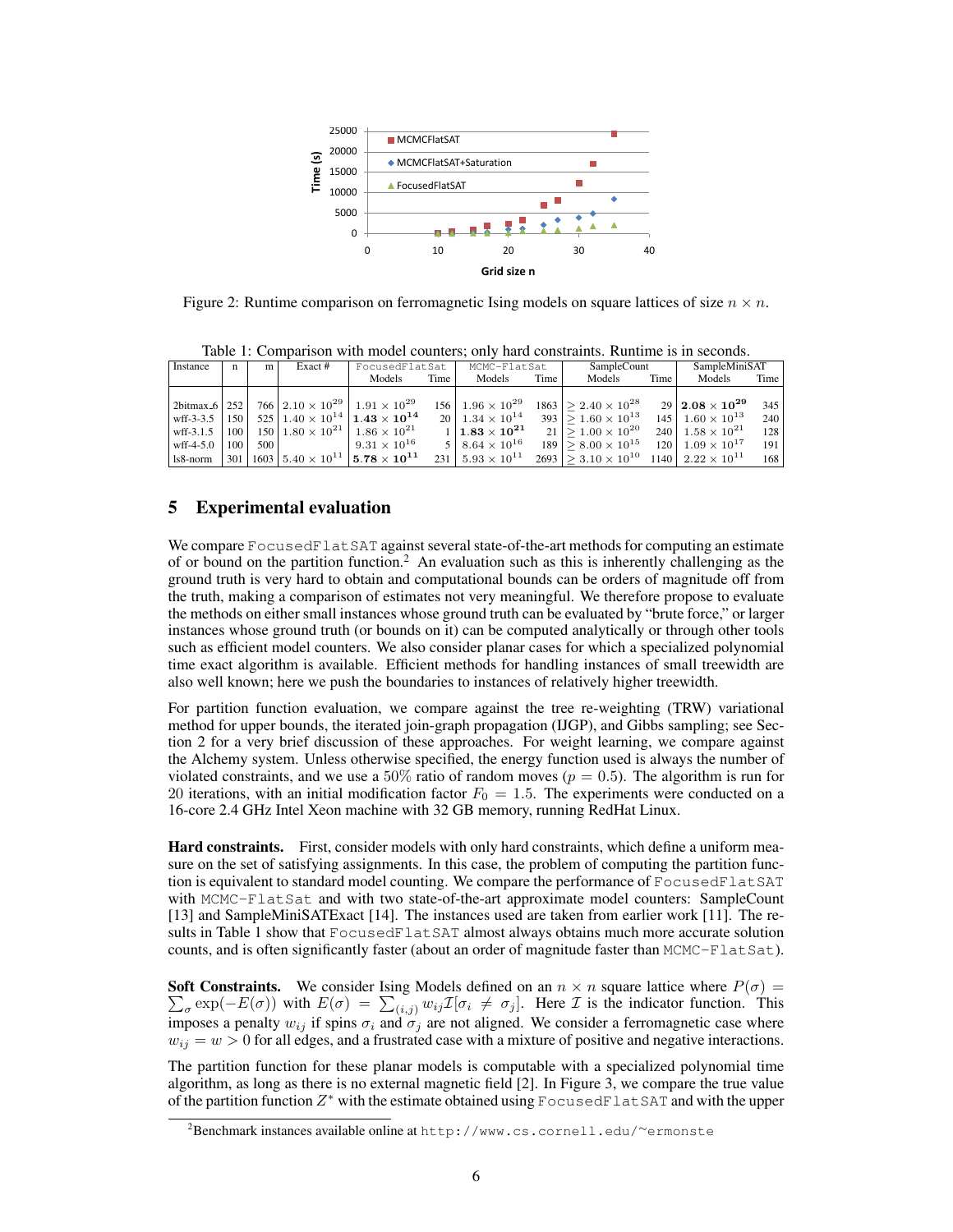Figure 2: Runtime comparison on ferromagnetic Ising models on square lattices of size $n \times n$.

Table 1: Comparison with model counters; only hard constraints. Runtime is in seconds.

| Instance | n | m | Exact # | FocusedFlatSat | | MCMC-FlatSat | | SampleCount | | SampleMiniSAT | |
|---|---|---|---|---|---|---|---|---|---|---|---|
| | | | | Models | Time | Models | Time | Models | Time | Models | Time |
| 2bitmax_6 | 252 | 766 | $2.10 \times 10^{29}$ | $1.91 \times 10^{29}$ | 156 | $1.96 \times 10^{29}$ | 1863 | $\geq 2.40 \times 10^{28}$ | 29 | $\mathbf{2.08 \times 10^{29}}$ | 345 |
| wff-3-3.5 | 150 | 525 | $1.40 \times 10^{14}$ | $\mathbf{1.43 \times 10^{14}}$ | 20 | $1.34 \times 10^{14}$ | 393 | $\geq 1.60 \times 10^{13}$ | 145 | $1.60 \times 10^{13}$ | 240 |
| wff-3.1.5 | 100 | 150 | $1.80 \times 10^{21}$ | $1.86 \times 10^{21}$ | 1 | $\mathbf{1.83 \times 10^{21}}$ | 21 | $\geq 1.00 \times 10^{20}$ | 240 | $1.58 \times 10^{21}$ | 128 |
| wff-4-5.0 | 100 | 500 | | $9.31 \times 10^{16}$ | 5 | $8.64 \times 10^{16}$ | 189 | $\geq 8.00 \times 10^{15}$ | 120 | $1.09 \times 10^{17}$ | 191 |
| ls8-norm | 301 | 1603 | $5.40 \times 10^{11}$ | $\mathbf{5.78 \times 10^{11}}$ | 231 | $5.93 \times 10^{11}$ | 2693 | $\geq 3.10 \times 10^{10}$ | 1140 | $2.22 \times 10^{11}$ | 168 |

## 5 Experimental evaluation

We compare FocusedFlatSAT against several state-of-the-art methods for computing an estimate of or bound on the partition function.[2] An evaluation such as this is inherently challenging as the ground truth is very hard to obtain and computational bounds can be orders of magnitude off from the truth, making a comparison of estimates not very meaningful. We therefore propose to evaluate the methods on either small instances whose ground truth can be evaluated by "brute force," or larger instances whose ground truth (or bounds on it) can be computed analytically or through other tools such as efficient model counters. We also consider planar cases for which a specialized polynomial time exact algorithm is available. Efficient methods for handling instances of small treewidth are also well known; here we push the boundaries to instances of relatively higher treewidth.

For partition function evaluation, we compare against the tree re-weighting (TRW) variational method for upper bounds, the iterated join-graph propagation (IJGP), and Gibbs sampling; see Section 2 for a very brief discussion of these approaches. For weight learning, we compare against the Alchemy system. Unless otherwise specified, the energy function used is always the number of violated constraints, and we use a 50% ratio of random moves ($p = 0.5$). The algorithm is run for 20 iterations, with an initial modification factor $F_0 = 1.5$. The experiments were conducted on a 16-core 2.4 GHz Intel Xeon machine with 32 GB memory, running RedHat Linux.

**Hard constraints.** First, consider models with only hard constraints, which define a uniform measure on the set of satisfying assignments. In this case, the problem of computing the partition function is equivalent to standard model counting. We compare the performance of FocusedFlatSAT with MCMC-FlatSat and with two state-of-the-art approximate model counters: SampleCount [13] and SampleMiniSATExact [14]. The instances used are taken from earlier work [11]. The results in Table 1 show that FocusedFlatSAT almost always obtains much more accurate solution counts, and is often significantly faster (about an order of magnitude faster than MCMC-FlatSat).

**Soft Constraints.** We consider Ising Models defined on an $n \times n$ square lattice where $P(\sigma) = \sum_\sigma \exp(-E(\sigma))$ with $E(\sigma) = \sum_{(i,j)} w_{ij} \mathcal{I}[\sigma_i \neq \sigma_j]$. Here $\mathcal{I}$ is the indicator function. This imposes a penalty $w_{ij}$ if spins $\sigma_i$ and $\sigma_j$ are not aligned. We consider a ferromagnetic case where $w_{ij} = w > 0$ for all edges, and a frustrated case with a mixture of positive and negative interactions.

The partition function for these planar models is computable with a specialized polynomial time algorithm, as long as there is no external magnetic field [2]. In Figure 3, we compare the true value of the partition function $Z^*$ with the estimate obtained using FocusedFlatSAT and with the upper

[2] Benchmark instances available online at http://www.cs.cornell.edu/~ermonste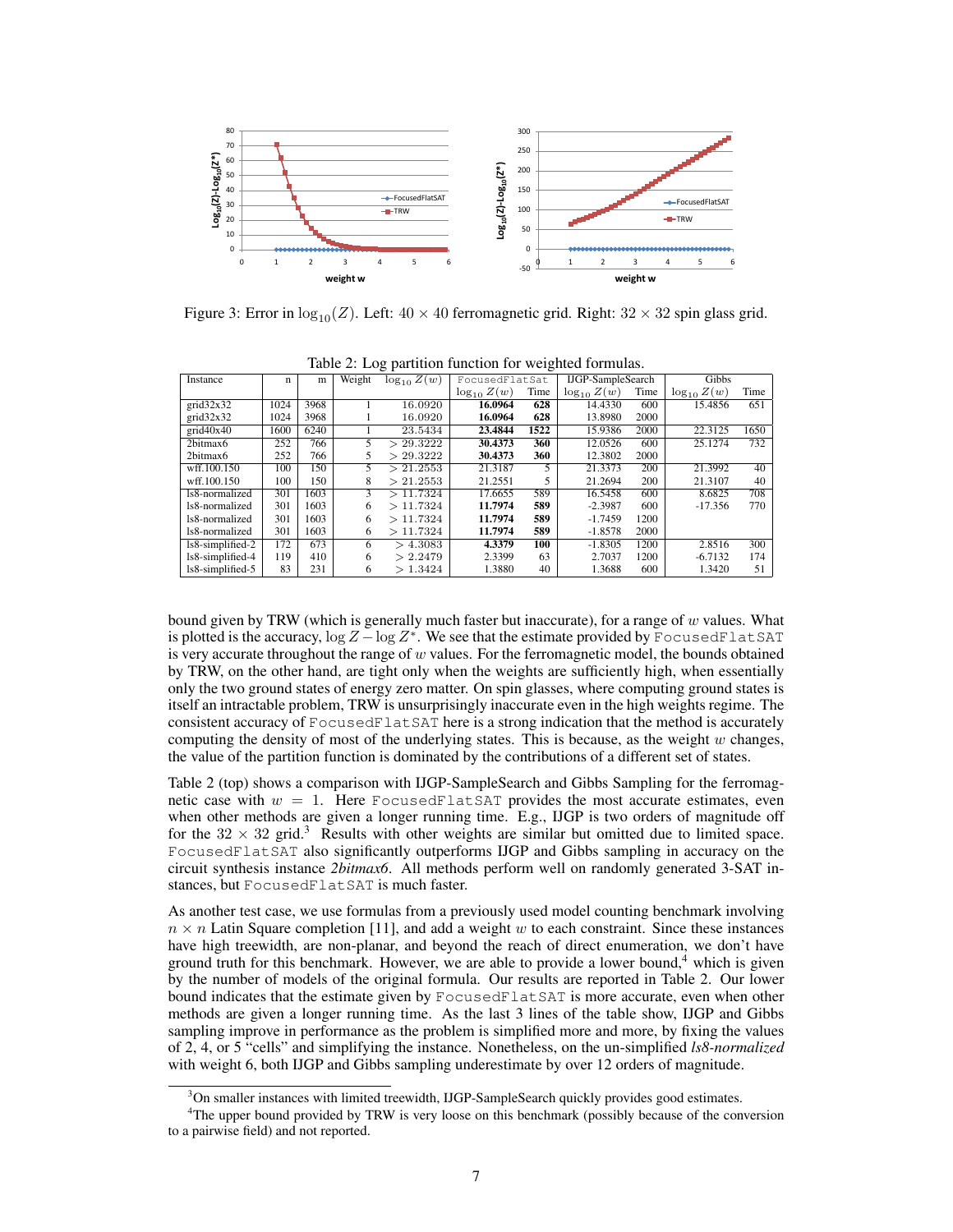Figure 3: Error in $\log_{10}(Z)$. Left: $40 \times 40$ ferromagnetic grid. Right: $32 \times 32$ spin glass grid.

Table 2: Log partition function for weighted formulas.

| Instance | n | m | Weight | $\log_{10} Z(w)$ | FocusedFlatSat | | IJGP-SampleSearch | | Gibbs | |
|---|---|---|---|---|---|---|---|---|---|---|
| | | | | | $\log_{10} Z(w)$ | Time | $\log_{10} Z(w)$ | Time | $\log_{10} Z(w)$ | Time |
| grid32x32 | 1024 | 3968 | 1 | 16.0920 | **16.0964** | **628** | 14.4330 | 600 | 15.4856 | 651 |
| grid32x32 | 1024 | 3968 | 1 | 16.0920 | **16.0964** | **628** | 13.8980 | 2000 | | |
| grid40x40 | 1600 | 6240 | 1 | 23.5434 | **23.4844** | **1522** | 15.9386 | 2000 | 22.3125 | 1650 |
| 2bitmax6 | 252 | 766 | 5 | $> 29.3222$ | **30.4373** | **360** | 12.0526 | 600 | 25.1274 | 732 |
| 2bitmax6 | 252 | 766 | 5 | $> 29.3222$ | **30.4373** | **360** | 12.3802 | 2000 | | |
| wff.100.150 | 100 | 150 | 5 | $> 21.2553$ | 21.3187 | 5 | 21.3373 | 200 | 21.3992 | 40 |
| wff.100.150 | 100 | 150 | 8 | $> 21.2553$ | 21.2551 | 5 | 21.2694 | 200 | 21.3107 | 40 |
| ls8-normalized | 301 | 1603 | 3 | $> 11.7324$ | 17.6655 | 589 | 16.5458 | 600 | 8.6825 | 708 |
| ls8-normalized | 301 | 1603 | 6 | $> 11.7324$ | **11.7974** | **589** | -2.3987 | 600 | -17.356 | 770 |
| ls8-normalized | 301 | 1603 | 6 | $> 11.7324$ | **11.7974** | **589** | -1.7459 | 1200 | | |
| ls8-normalized | 301 | 1603 | 6 | $> 11.7324$ | **11.7974** | **589** | -1.8578 | 2000 | | |
| ls8-simplified-2 | 172 | 673 | 6 | $> 4.3083$ | **4.3379** | **100** | -1.8305 | 1200 | 2.8516 | 300 |
| ls8-simplified-4 | 119 | 410 | 6 | $> 2.2479$ | 2.3399 | 63 | 2.7037 | 1200 | -6.7132 | 174 |
| ls8-simplified-5 | 83 | 231 | 6 | $> 1.3424$ | 1.3880 | 40 | 1.3688 | 600 | 1.3420 | 51 |

bound given by TRW (which is generally much faster but inaccurate), for a range of $w$ values. What is plotted is the accuracy, $\log Z - \log Z^*$. We see that the estimate provided by FocusedFlatSAT is very accurate throughout the range of $w$ values. For the ferromagnetic model, the bounds obtained by TRW, on the other hand, are tight only when the weights are sufficiently high, when essentially only the two ground states of energy zero matter. On spin glasses, where computing ground states is itself an intractable problem, TRW is unsurprisingly inaccurate even in the high weights regime. The consistent accuracy of FocusedFlatSAT here is a strong indication that the method is accurately computing the density of most of the underlying states. This is because, as the weight $w$ changes, the value of the partition function is dominated by the contributions of a different set of states.

Table 2 (top) shows a comparison with IJGP-SampleSearch and Gibbs Sampling for the ferromagnetic case with $w = 1$. Here FocusedFlatSAT provides the most accurate estimates, even when other methods are given a longer running time. E.g., IJGP is two orders of magnitude off for the $32 \times 32$ grid.[3] Results with other weights are similar but omitted due to limited space. FocusedFlatSAT also significantly outperforms IJGP and Gibbs sampling in accuracy on the circuit synthesis instance *2bitmax6*. All methods perform well on randomly generated 3-SAT instances, but FocusedFlatSAT is much faster.

As another test case, we use formulas from a previously used model counting benchmark involving $n \times n$ Latin Square completion [11], and add a weight $w$ to each constraint. Since these instances have high treewidth, are non-planar, and beyond the reach of direct enumeration, we don't have ground truth for this benchmark. However, we are able to provide a lower bound,[4] which is given by the number of models of the original formula. Our results are reported in Table 2. Our lower bound indicates that the estimate given by FocusedFlatSAT is more accurate, even when other methods are given a longer running time. As the last 3 lines of the table show, IJGP and Gibbs sampling improve in performance as the problem is simplified more and more, by fixing the values of 2, 4, or 5 "cells" and simplifying the instance. Nonetheless, on the un-simplified *ls8-normalized* with weight 6, both IJGP and Gibbs sampling underestimate by over 12 orders of magnitude.

[3] On smaller instances with limited treewidth, IJGP-SampleSearch quickly provides good estimates.

[4] The upper bound provided by TRW is very loose on this benchmark (possibly because of the conversion to a pairwise field) and not reported.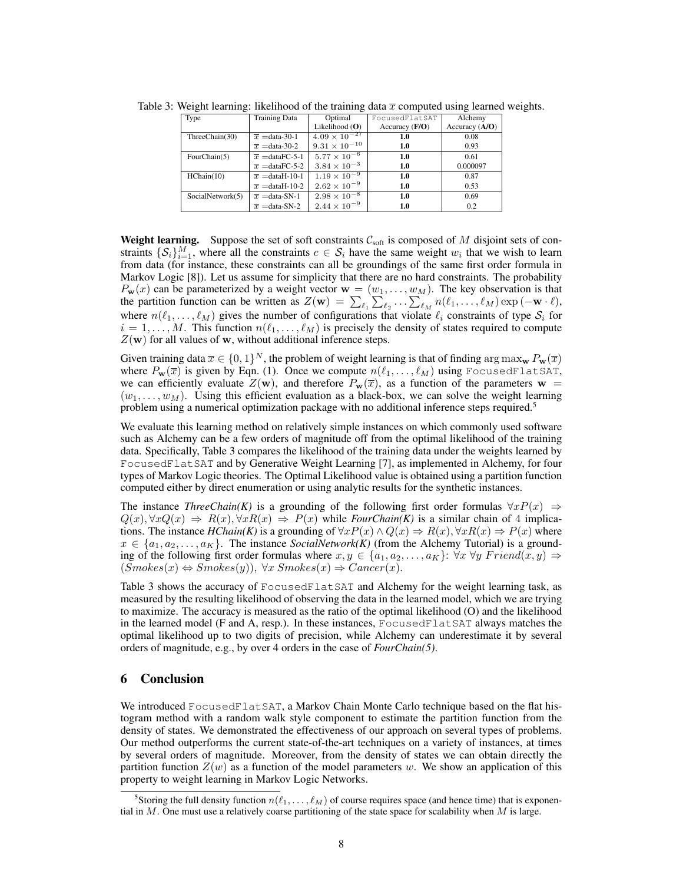Table 3: Weight learning: likelihood of the training data $\overline{x}$ computed using learned weights.

| Type | Training Data | Optimal Likelihood (O) | FocusedFlatSAT Accuracy (F/O) | Alchemy Accuracy (A/O) |
|---|---|---|---|---|
| ThreeChain(30) | $\overline{x}$ =data-30-1 | $4.09 \times 10^{-27}$ | **1.0** | 0.08 |
| | $\overline{x}$ =data-30-2 | $9.31 \times 10^{-10}$ | **1.0** | 0.93 |
| FourChain(5) | $\overline{x}$ =dataFC-5-1 | $5.77 \times 10^{-6}$ | **1.0** | 0.61 |
| | $\overline{x}$ =dataFC-5-2 | $3.84 \times 10^{-3}$ | **1.0** | 0.000097 |
| HChain(10) | $\overline{x}$ =dataH-10-1 | $1.19 \times 10^{-9}$ | **1.0** | 0.87 |
| | $\overline{x}$ =dataH-10-2 | $2.62 \times 10^{-9}$ | **1.0** | 0.53 |
| SocialNetwork(5) | $\overline{x}$ =data-SN-1 | $2.98 \times 10^{-8}$ | **1.0** | 0.69 |
| | $\overline{x}$ =data-SN-2 | $2.44 \times 10^{-9}$ | **1.0** | 0.2 |

**Weight learning.** Suppose the set of soft constraints $\mathcal{C}_{\text{soft}}$ is composed of $M$ disjoint sets of constraints $\{\mathcal{S}_i\}_{i=1}^{M}$, where all the constraints $c \in \mathcal{S}_i$ have the same weight $w_i$ that we wish to learn from data (for instance, these constraints can all be groundings of the same first order formula in Markov Logic [8]). Let us assume for simplicity that there are no hard constraints. The probability $P_{\mathbf{w}}(x)$ can be parameterized by a weight vector $\mathbf{w} = (w_1, \ldots, w_M)$. The key observation is that the partition function can be written as $Z(\mathbf{w}) = \sum_{\ell_1} \sum_{\ell_2} \cdots \sum_{\ell_M} n(\ell_1, \ldots, \ell_M) \exp(-\mathbf{w} \cdot \ell)$, where $n(\ell_1, \ldots, \ell_M)$ gives the number of configurations that violate $\ell_i$ constraints of type $\mathcal{S}_i$ for $i = 1, \ldots, M$. This function $n(\ell_1, \ldots, \ell_M)$ is precisely the density of states required to compute $Z(\mathbf{w})$ for all values of $\mathbf{w}$, without additional inference steps.

Given training data $\overline{x} \in \{0,1\}^N$, the problem of weight learning is that of finding $\arg\max_{\mathbf{w}} P_{\mathbf{w}}(\overline{x})$ where $P_{\mathbf{w}}(\overline{x})$ is given by Eqn. (1). Once we compute $n(\ell_1, \ldots, \ell_M)$ using FocusedFlatSAT, we can efficiently evaluate $Z(\mathbf{w})$, and therefore $P_{\mathbf{w}}(\overline{x})$, as a function of the parameters $\mathbf{w} = (w_1, \ldots, w_M)$. Using this efficient evaluation as a black-box, we can solve the weight learning problem using a numerical optimization package with no additional inference steps required.[5]

We evaluate this learning method on relatively simple instances on which commonly used software such as Alchemy can be a few orders of magnitude off from the optimal likelihood of the training data. Specifically, Table 3 compares the likelihood of the training data under the weights learned by FocusedFlatSAT and by Generative Weight Learning [7], as implemented in Alchemy, for four types of Markov Logic theories. The Optimal Likelihood value is obtained using a partition function computed either by direct enumeration or using analytic results for the synthetic instances.

The instance *ThreeChain(K)* is a grounding of the following first order formulas $\forall x P(x) \Rightarrow Q(x), \forall x Q(x) \Rightarrow R(x), \forall x R(x) \Rightarrow P(x)$ while *FourChain(K)* is a similar chain of 4 implications. The instance *HChain(K)* is a grounding of $\forall x P(x) \wedge Q(x) \Rightarrow R(x), \forall x R(x) \Rightarrow P(x)$ where $x \in \{a_1, a_2, \ldots, a_K\}$. The instance *SocialNetwork(K)* (from the Alchemy Tutorial) is a grounding of the following first order formulas where $x, y \in \{a_1, a_2, \ldots, a_K\}$: $\forall x\ \forall y\ Friend(x,y) \Rightarrow (Smokes(x) \Leftrightarrow Smokes(y)),\ \forall x\ Smokes(x) \Rightarrow Cancer(x)$.

Table 3 shows the accuracy of FocusedFlatSAT and Alchemy for the weight learning task, as measured by the resulting likelihood of observing the data in the learned model, which we are trying to maximize. The accuracy is measured as the ratio of the optimal likelihood (O) and the likelihood in the learned model (F and A, resp.). In these instances, FocusedFlatSAT always matches the optimal likelihood up to two digits of precision, while Alchemy can underestimate it by several orders of magnitude, e.g., by over 4 orders in the case of *FourChain(5)*.

## 6 Conclusion

We introduced FocusedFlatSAT, a Markov Chain Monte Carlo technique based on the flat histogram method with a random walk style component to estimate the partition function from the density of states. We demonstrated the effectiveness of our approach on several types of problems. Our method outperforms the current state-of-the-art techniques on a variety of instances, at times by several orders of magnitude. Moreover, from the density of states we can obtain directly the partition function $Z(w)$ as a function of the model parameters $w$. We show an application of this property to weight learning in Markov Logic Networks.

[5] Storing the full density function $n(\ell_1, \ldots, \ell_M)$ of course requires space (and hence time) that is exponential in $M$. One must use a relatively coarse partitioning of the state space for scalability when $M$ is large.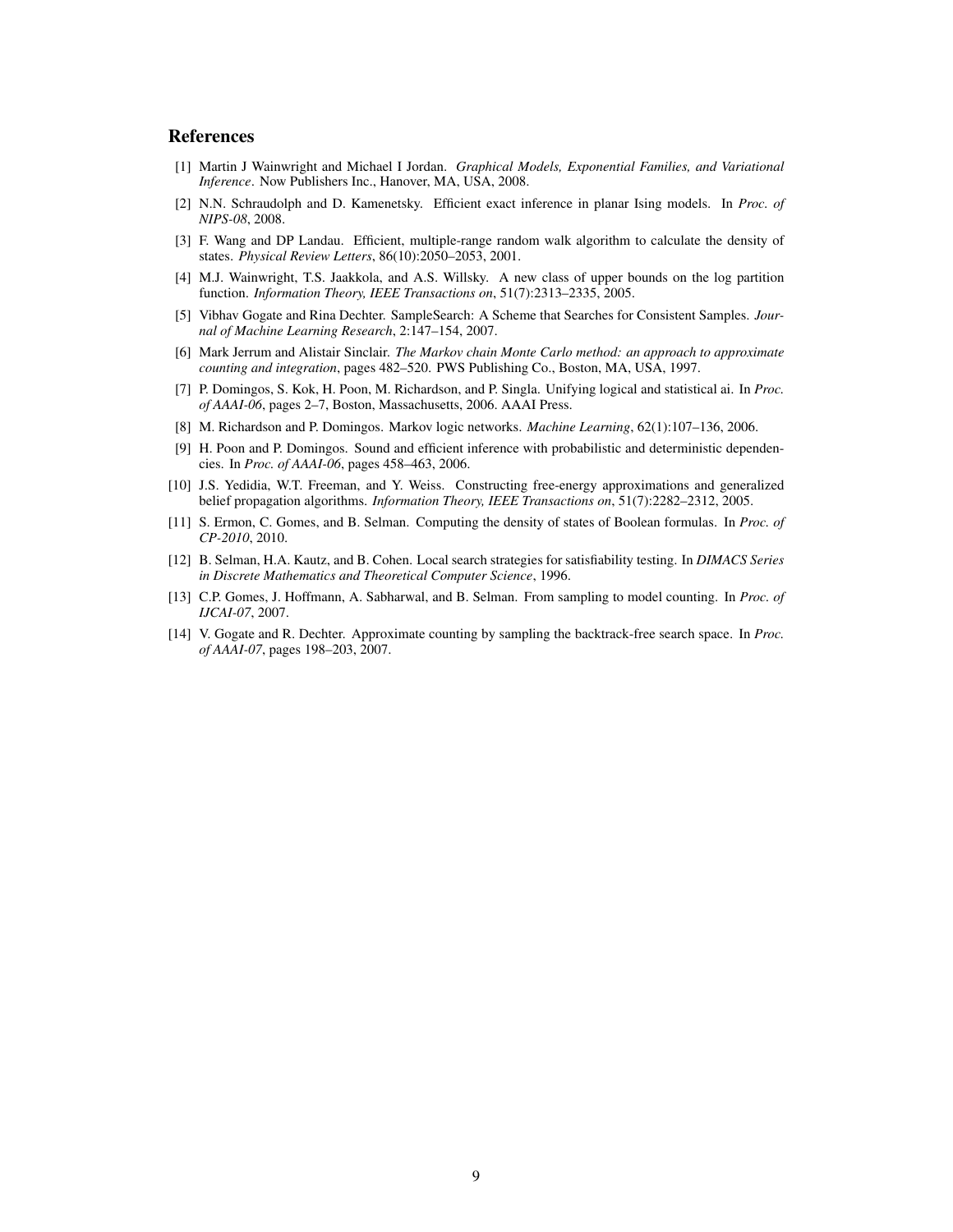## References

[1] Martin J Wainwright and Michael I Jordan. *Graphical Models, Exponential Families, and Variational Inference*. Now Publishers Inc., Hanover, MA, USA, 2008.

[2] N.N. Schraudolph and D. Kamenetsky. Efficient exact inference in planar Ising models. In *Proc. of NIPS-08*, 2008.

[3] F. Wang and DP Landau. Efficient, multiple-range random walk algorithm to calculate the density of states. *Physical Review Letters*, 86(10):2050–2053, 2001.

[4] M.J. Wainwright, T.S. Jaakkola, and A.S. Willsky. A new class of upper bounds on the log partition function. *Information Theory, IEEE Transactions on*, 51(7):2313–2335, 2005.

[5] Vibhav Gogate and Rina Dechter. SampleSearch: A Scheme that Searches for Consistent Samples. *Journal of Machine Learning Research*, 2:147–154, 2007.

[6] Mark Jerrum and Alistair Sinclair. *The Markov chain Monte Carlo method: an approach to approximate counting and integration*, pages 482–520. PWS Publishing Co., Boston, MA, USA, 1997.

[7] P. Domingos, S. Kok, H. Poon, M. Richardson, and P. Singla. Unifying logical and statistical ai. In *Proc. of AAAI-06*, pages 2–7, Boston, Massachusetts, 2006. AAAI Press.

[8] M. Richardson and P. Domingos. Markov logic networks. *Machine Learning*, 62(1):107–136, 2006.

[9] H. Poon and P. Domingos. Sound and efficient inference with probabilistic and deterministic dependencies. In *Proc. of AAAI-06*, pages 458–463, 2006.

[10] J.S. Yedidia, W.T. Freeman, and Y. Weiss. Constructing free-energy approximations and generalized belief propagation algorithms. *Information Theory, IEEE Transactions on*, 51(7):2282–2312, 2005.

[11] S. Ermon, C. Gomes, and B. Selman. Computing the density of states of Boolean formulas. In *Proc. of CP-2010*, 2010.

[12] B. Selman, H.A. Kautz, and B. Cohen. Local search strategies for satisfiability testing. In *DIMACS Series in Discrete Mathematics and Theoretical Computer Science*, 1996.

[13] C.P. Gomes, J. Hoffmann, A. Sabharwal, and B. Selman. From sampling to model counting. In *Proc. of IJCAI-07*, 2007.

[14] V. Gogate and R. Dechter. Approximate counting by sampling the backtrack-free search space. In *Proc. of AAAI-07*, pages 198–203, 2007.